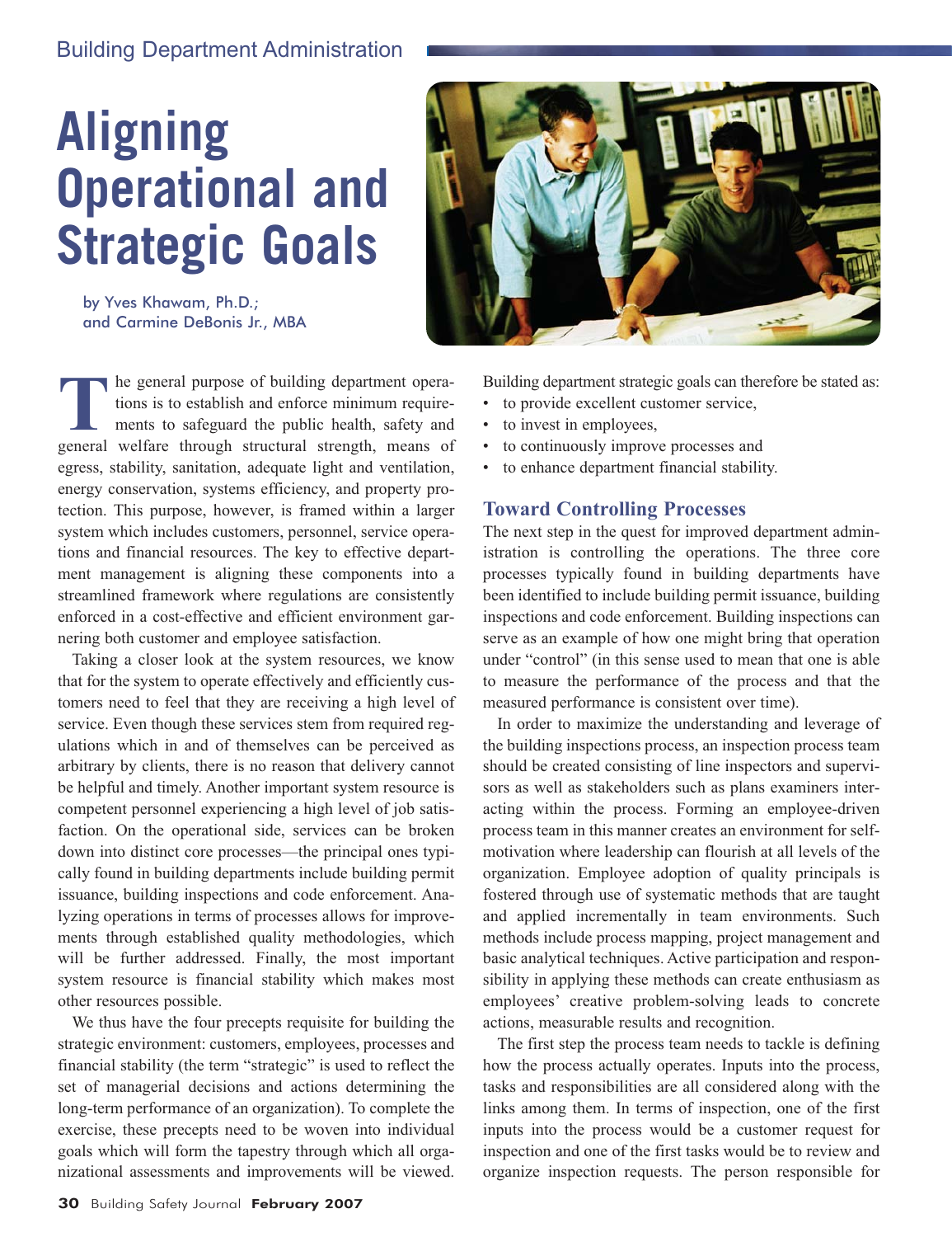Building Department Administration

# Aligning Operational and Strategic Goals

by Yves Khawam, Ph.D.; and Carmine DeBonis Jr., MBA

The general purpose of building department operations is to establish and enforce minimum requirements to safeguard the public health, safety and general welfare through structural strength, means of egress, stability, sanitation, adequate light and ventilation, energy conservation, systems efficiency, and property protection. This purpose, however, is framed within a larger system which includes customers, personnel, service operations and financial resources. The key to effective department management is aligning these components into a streamlined framework where regulations are consistently enforced in a cost-effective and efficient environment garnering both customer and employee satisfaction.

Taking a closer look at the system resources, we know that for the system to operate effectively and efficiently customers need to feel that they are receiving a high level of service. Even though these services stem from required regulations which in and of themselves can be perceived as arbitrary by clients, there is no reason that delivery cannot be helpful and timely. Another important system resource is competent personnel experiencing a high level of job satisfaction. On the operational side, services can be broken down into distinct core processes—the principal ones typically found in building departments include building permit issuance, building inspections and code enforcement. Analyzing operations in terms of processes allows for improvements through established quality methodologies, which will be further addressed. Finally, the most important system resource is financial stability which makes most other resources possible.

We thus have the four precepts requisite for building the strategic environment: customers, employees, processes and financial stability (the term "strategic" is used to reflect the set of managerial decisions and actions determining the long-term performance of an organization). To complete the exercise, these precepts need to be woven into individual goals which will form the tapestry through which all organizational assessments and improvements will be viewed. Building department strategic goals can therefore be stated as:

- to provide excellent customer service,
- to invest in employees,
- to continuously improve processes and
- to enhance department financial stability.

## Toward Controlling Processes

The next step in the quest for improved department administration is controlling the operations. The three core processes typically found in building departments have been identified to include building permit issuance, building inspections and code enforcement. Building inspections can serve as an example of how one might bring that operation under "control" (in this sense used to mean that one is able to measure the performance of the process and that the measured performance is consistent over time).

In order to maximize the understanding and leverage of the building inspections process, an inspection process team should be created consisting of line inspectors and supervisors as well as stakeholders such as plans examiners interacting within the process. Forming an employee-driven process team in this manner creates an environment for self-motivation where leadership can flourish at all levels of the organization. Employee adoption of quality principals is fostered through use of systematic methods that are taught and applied incrementally in team environments. Such methods include process mapping, project management and basic analytical techniques. Active participation and responsibility in applying these methods can create enthusiasm as employees' creative problem-solving leads to concrete actions, measurable results and recognition.

The first step the process team needs to tackle is defining how the process actually operates. Inputs into the process, tasks and responsibilities are all considered along with the links among them. In terms of inspection, one of the first inputs into the process would be a customer request for inspection and one of the first tasks would be to review and organize inspection requests. The person responsible for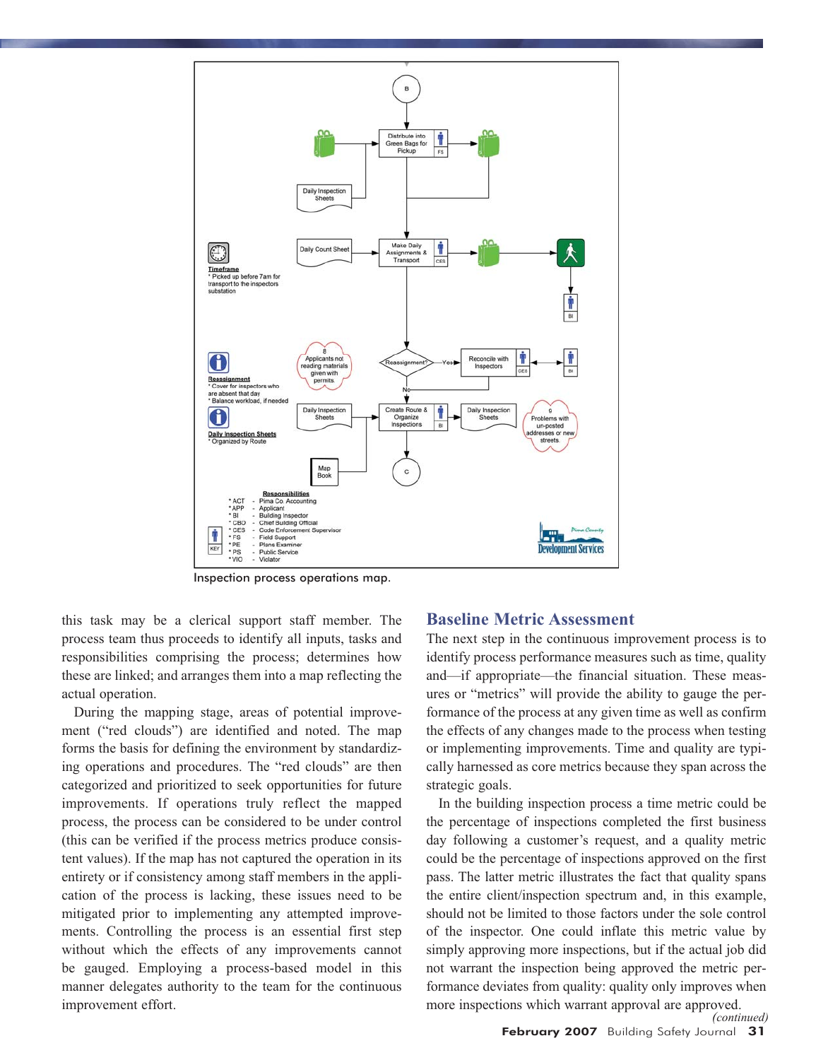Inspection process operations map.

this task may be a clerical support staff member. The process team thus proceeds to identify all inputs, tasks and responsibilities comprising the process; determines how these are linked; and arranges them into a map reflecting the actual operation.

During the mapping stage, areas of potential improvement ("red clouds") are identified and noted. The map forms the basis for defining the environment by standardizing operations and procedures. The "red clouds" are then categorized and prioritized to seek opportunities for future improvements. If operations truly reflect the mapped process, the process can be considered to be under control (this can be verified if the process metrics produce consistent values). If the map has not captured the operation in its entirety or if consistency among staff members in the application of the process is lacking, these issues need to be mitigated prior to implementing any attempted improvements. Controlling the process is an essential first step without which the effects of any improvements cannot be gauged. Employing a process-based model in this manner delegates authority to the team for the continuous improvement effort.

## Baseline Metric Assessment

The next step in the continuous improvement process is to identify process performance measures such as time, quality and—if appropriate—the financial situation. These measures or "metrics" will provide the ability to gauge the performance of the process at any given time as well as confirm the effects of any changes made to the process when testing or implementing improvements. Time and quality are typically harnessed as core metrics because they span across the strategic goals.

In the building inspection process a time metric could be the percentage of inspections completed the first business day following a customer's request, and a quality metric could be the percentage of inspections approved on the first pass. The latter metric illustrates the fact that quality spans the entire client/inspection spectrum and, in this example, should not be limited to those factors under the sole control of the inspector. One could inflate this metric value by simply approving more inspections, but if the actual job did not warrant the inspection being approved the metric performance deviates from quality: quality only improves when more inspections which warrant approval are approved.

*(continued)*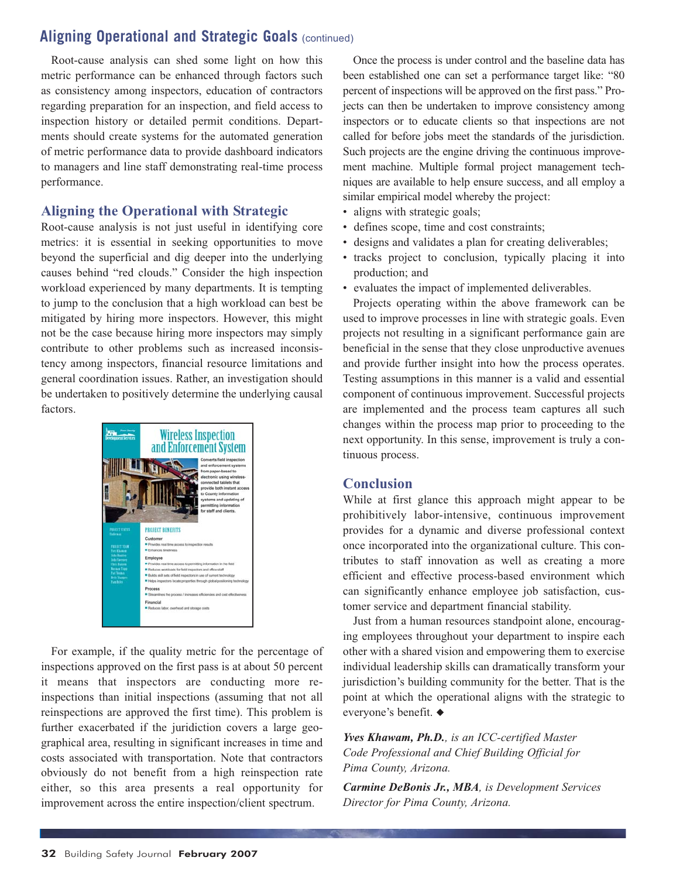## Aligning Operational and Strategic Goals (continued)

Root-cause analysis can shed some light on how this metric performance can be enhanced through factors such as consistency among inspectors, education of contractors regarding preparation for an inspection, and field access to inspection history or detailed permit conditions. Departments should create systems for the automated generation of metric performance data to provide dashboard indicators to managers and line staff demonstrating real-time process performance.

### Aligning the Operational with Strategic

Root-cause analysis is not just useful in identifying core metrics: it is essential in seeking opportunities to move beyond the superficial and dig deeper into the underlying causes behind "red clouds." Consider the high inspection workload experienced by many departments. It is tempting to jump to the conclusion that a high workload can best be mitigated by hiring more inspectors. However, this might not be the case because hiring more inspectors may simply contribute to other problems such as increased inconsistency among inspectors, financial resource limitations and general coordination issues. Rather, an investigation should be undertaken to positively determine the underlying causal factors.

For example, if the quality metric for the percentage of inspections approved on the first pass is at about 50 percent it means that inspectors are conducting more re-inspections than initial inspections (assuming that not all reinspections are approved the first time). This problem is further exacerbated if the juridiction covers a large geographical area, resulting in significant increases in time and costs associated with transportation. Note that contractors obviously do not benefit from a high reinspection rate either, so this area presents a real opportunity for improvement across the entire inspection/client spectrum.

Once the process is under control and the baseline data has been established one can set a performance target like: "80 percent of inspections will be approved on the first pass." Projects can then be undertaken to improve consistency among inspectors or to educate clients so that inspections are not called for before jobs meet the standards of the jurisdiction. Such projects are the engine driving the continuous improvement machine. Multiple formal project management techniques are available to help ensure success, and all employ a similar empirical model whereby the project:

- aligns with strategic goals;
- defines scope, time and cost constraints;
- designs and validates a plan for creating deliverables;
- tracks project to conclusion, typically placing it into production; and
- evaluates the impact of implemented deliverables.

Projects operating within the above framework can be used to improve processes in line with strategic goals. Even projects not resulting in a significant performance gain are beneficial in the sense that they close unproductive avenues and provide further insight into how the process operates. Testing assumptions in this manner is a valid and essential component of continuous improvement. Successful projects are implemented and the process team captures all such changes within the process map prior to proceeding to the next opportunity. In this sense, improvement is truly a continuous process.

### Conclusion

While at first glance this approach might appear to be prohibitively labor-intensive, continuous improvement provides for a dynamic and diverse professional context once incorporated into the organizational culture. This contributes to staff innovation as well as creating a more efficient and effective process-based environment which can significantly enhance employee job satisfaction, customer service and department financial stability.

Just from a human resources standpoint alone, encouraging employees throughout your department to inspire each other with a shared vision and empowering them to exercise individual leadership skills can dramatically transform your jurisdiction's building community for the better. That is the point at which the operational aligns with the strategic to everyone's benefit. ◆

***Yves Khawam, Ph.D.**, is an ICC-certified Master Code Professional and Chief Building Official for Pima County, Arizona.*

***Carmine DeBonis Jr., MBA**, is Development Services Director for Pima County, Arizona.*